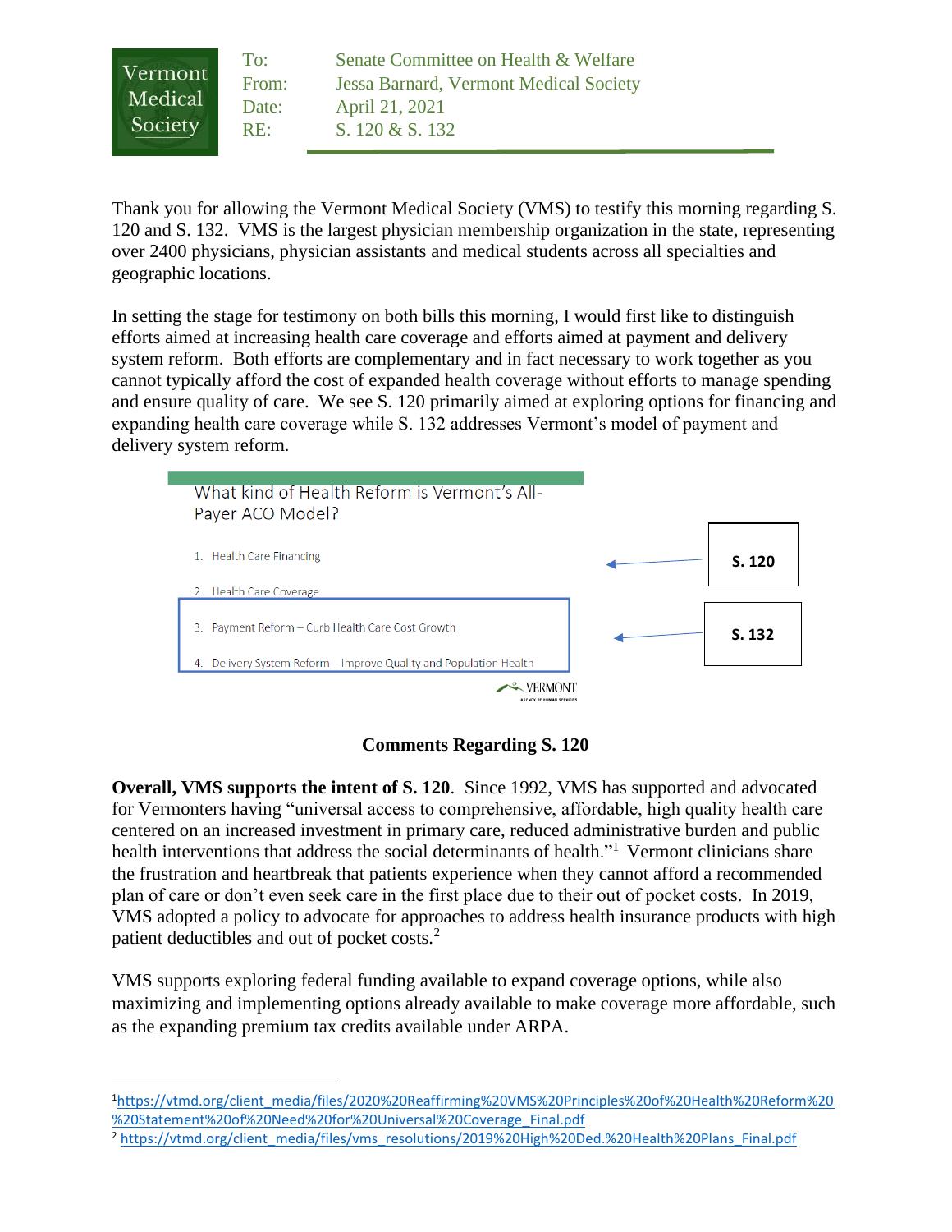Vermont Medical Society

To: Senate Committee on Health & Welfare
From: Jessa Barnard, Vermont Medical Society
Date: April 21, 2021
RE: S. 120 & S. 132

Thank you for allowing the Vermont Medical Society (VMS) to testify this morning regarding S. 120 and S. 132. VMS is the largest physician membership organization in the state, representing over 2400 physicians, physician assistants and medical students across all specialties and geographic locations.

In setting the stage for testimony on both bills this morning, I would first like to distinguish efforts aimed at increasing health care coverage and efforts aimed at payment and delivery system reform. Both efforts are complementary and in fact necessary to work together as you cannot typically afford the cost of expanded health coverage without efforts to manage spending and ensure quality of care. We see S. 120 primarily aimed at exploring options for financing and expanding health care coverage while S. 132 addresses Vermont's model of payment and delivery system reform.

What kind of Health Reform is Vermont's All-Payer ACO Model?

1. Health Care Financing ← **S. 120**
2. Health Care Coverage
3. Payment Reform – Curb Health Care Cost Growth ← **S. 132**
4. Delivery System Reform – Improve Quality and Population Health

### Comments Regarding S. 120

**Overall, VMS supports the intent of S. 120**. Since 1992, VMS has supported and advocated for Vermonters having "universal access to comprehensive, affordable, high quality health care centered on an increased investment in primary care, reduced administrative burden and public health interventions that address the social determinants of health."[1] Vermont clinicians share the frustration and heartbreak that patients experience when they cannot afford a recommended plan of care or don't even seek care in the first place due to their out of pocket costs. In 2019, VMS adopted a policy to advocate for approaches to address health insurance products with high patient deductibles and out of pocket costs.[2]

VMS supports exploring federal funding available to expand coverage options, while also maximizing and implementing options already available to make coverage more affordable, such as the expanding premium tax credits available under ARPA.

---

[1] https://vtmd.org/client_media/files/2020%20Reaffirming%20VMS%20Principles%20of%20Health%20Reform%20%20Statement%20of%20Need%20for%20Universal%20Coverage_Final.pdf

[2] https://vtmd.org/client_media/files/vms_resolutions/2019%20High%20Ded.%20Health%20Plans_Final.pdf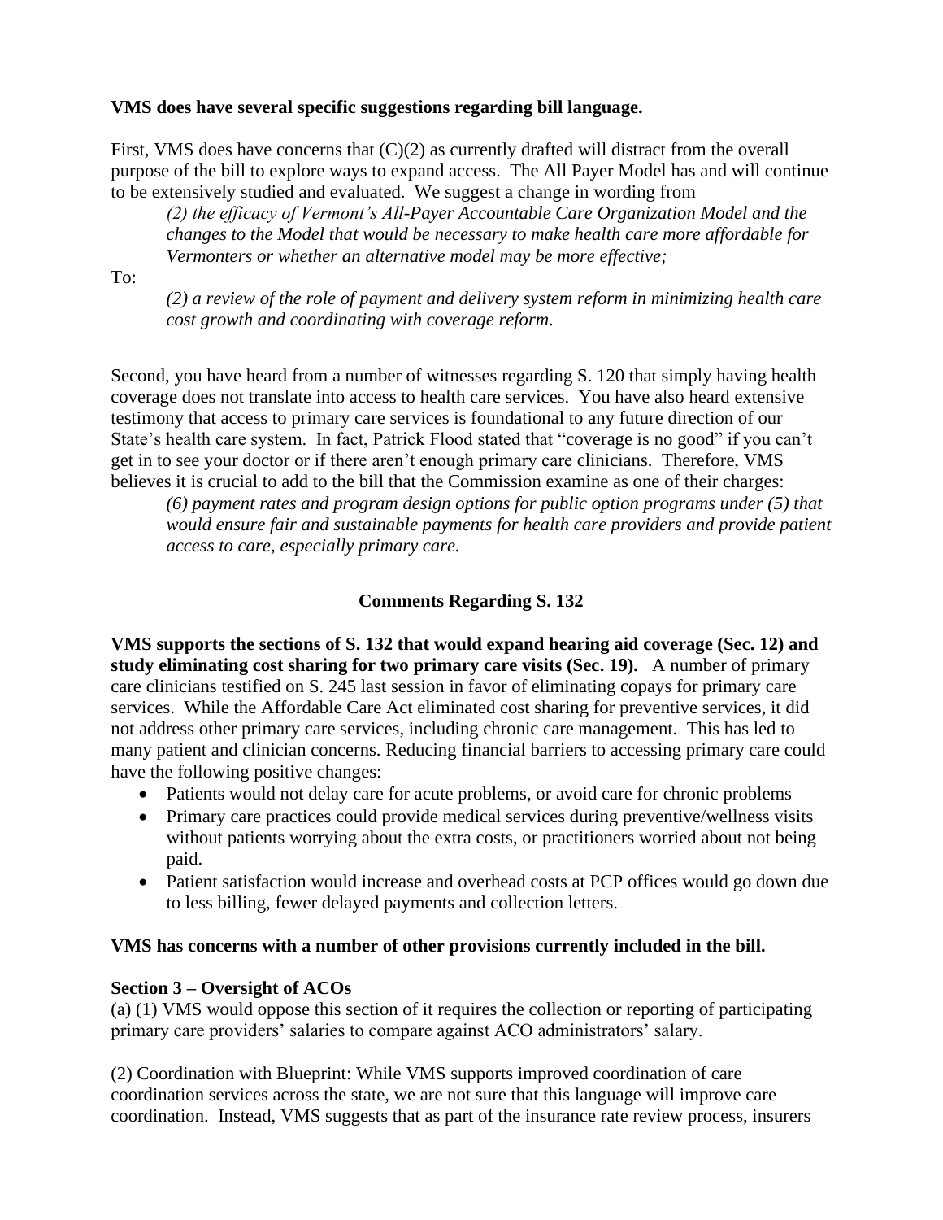**VMS does have several specific suggestions regarding bill language.**

First, VMS does have concerns that (C)(2) as currently drafted will distract from the overall purpose of the bill to explore ways to expand access. The All Payer Model has and will continue to be extensively studied and evaluated. We suggest a change in wording from

> *(2) the efficacy of Vermont's All-Payer Accountable Care Organization Model and the changes to the Model that would be necessary to make health care more affordable for Vermonters or whether an alternative model may be more effective;*

To:

> *(2) a review of the role of payment and delivery system reform in minimizing health care cost growth and coordinating with coverage reform.*

Second, you have heard from a number of witnesses regarding S. 120 that simply having health coverage does not translate into access to health care services. You have also heard extensive testimony that access to primary care services is foundational to any future direction of our State's health care system. In fact, Patrick Flood stated that "coverage is no good" if you can't get in to see your doctor or if there aren't enough primary care clinicians. Therefore, VMS believes it is crucial to add to the bill that the Commission examine as one of their charges:

> *(6) payment rates and program design options for public option programs under (5) that would ensure fair and sustainable payments for health care providers and provide patient access to care, especially primary care.*

## Comments Regarding S. 132

**VMS supports the sections of S. 132 that would expand hearing aid coverage (Sec. 12) and study eliminating cost sharing for two primary care visits (Sec. 19).** A number of primary care clinicians testified on S. 245 last session in favor of eliminating copays for primary care services. While the Affordable Care Act eliminated cost sharing for preventive services, it did not address other primary care services, including chronic care management. This has led to many patient and clinician concerns. Reducing financial barriers to accessing primary care could have the following positive changes:

- Patients would not delay care for acute problems, or avoid care for chronic problems
- Primary care practices could provide medical services during preventive/wellness visits without patients worrying about the extra costs, or practitioners worried about not being paid.
- Patient satisfaction would increase and overhead costs at PCP offices would go down due to less billing, fewer delayed payments and collection letters.

**VMS has concerns with a number of other provisions currently included in the bill.**

**Section 3 – Oversight of ACOs**

(a) (1) VMS would oppose this section of it requires the collection or reporting of participating primary care providers' salaries to compare against ACO administrators' salary.

(2) Coordination with Blueprint: While VMS supports improved coordination of care coordination services across the state, we are not sure that this language will improve care coordination. Instead, VMS suggests that as part of the insurance rate review process, insurers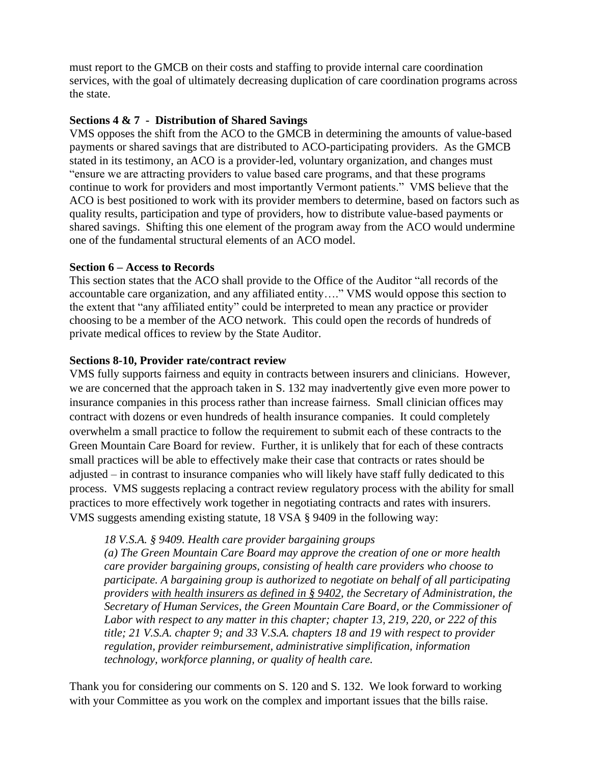must report to the GMCB on their costs and staffing to provide internal care coordination services, with the goal of ultimately decreasing duplication of care coordination programs across the state.

**Sections 4 & 7 - Distribution of Shared Savings**

VMS opposes the shift from the ACO to the GMCB in determining the amounts of value-based payments or shared savings that are distributed to ACO-participating providers. As the GMCB stated in its testimony, an ACO is a provider-led, voluntary organization, and changes must "ensure we are attracting providers to value based care programs, and that these programs continue to work for providers and most importantly Vermont patients." VMS believe that the ACO is best positioned to work with its provider members to determine, based on factors such as quality results, participation and type of providers, how to distribute value-based payments or shared savings. Shifting this one element of the program away from the ACO would undermine one of the fundamental structural elements of an ACO model.

**Section 6 – Access to Records**

This section states that the ACO shall provide to the Office of the Auditor "all records of the accountable care organization, and any affiliated entity…." VMS would oppose this section to the extent that "any affiliated entity" could be interpreted to mean any practice or provider choosing to be a member of the ACO network. This could open the records of hundreds of private medical offices to review by the State Auditor.

**Sections 8-10, Provider rate/contract review**

VMS fully supports fairness and equity in contracts between insurers and clinicians. However, we are concerned that the approach taken in S. 132 may inadvertently give even more power to insurance companies in this process rather than increase fairness. Small clinician offices may contract with dozens or even hundreds of health insurance companies. It could completely overwhelm a small practice to follow the requirement to submit each of these contracts to the Green Mountain Care Board for review. Further, it is unlikely that for each of these contracts small practices will be able to effectively make their case that contracts or rates should be adjusted – in contrast to insurance companies who will likely have staff fully dedicated to this process. VMS suggests replacing a contract review regulatory process with the ability for small practices to more effectively work together in negotiating contracts and rates with insurers. VMS suggests amending existing statute, 18 VSA § 9409 in the following way:

> *18 V.S.A. § 9409. Health care provider bargaining groups*
> *(a) The Green Mountain Care Board may approve the creation of one or more health care provider bargaining groups, consisting of health care providers who choose to participate. A bargaining group is authorized to negotiate on behalf of all participating providers <u>with health insurers as defined in § 9402</u>, the Secretary of Administration, the Secretary of Human Services, the Green Mountain Care Board, or the Commissioner of Labor with respect to any matter in this chapter; chapter 13, 219, 220, or 222 of this title; 21 V.S.A. chapter 9; and 33 V.S.A. chapters 18 and 19 with respect to provider regulation, provider reimbursement, administrative simplification, information technology, workforce planning, or quality of health care.*

Thank you for considering our comments on S. 120 and S. 132. We look forward to working with your Committee as you work on the complex and important issues that the bills raise.